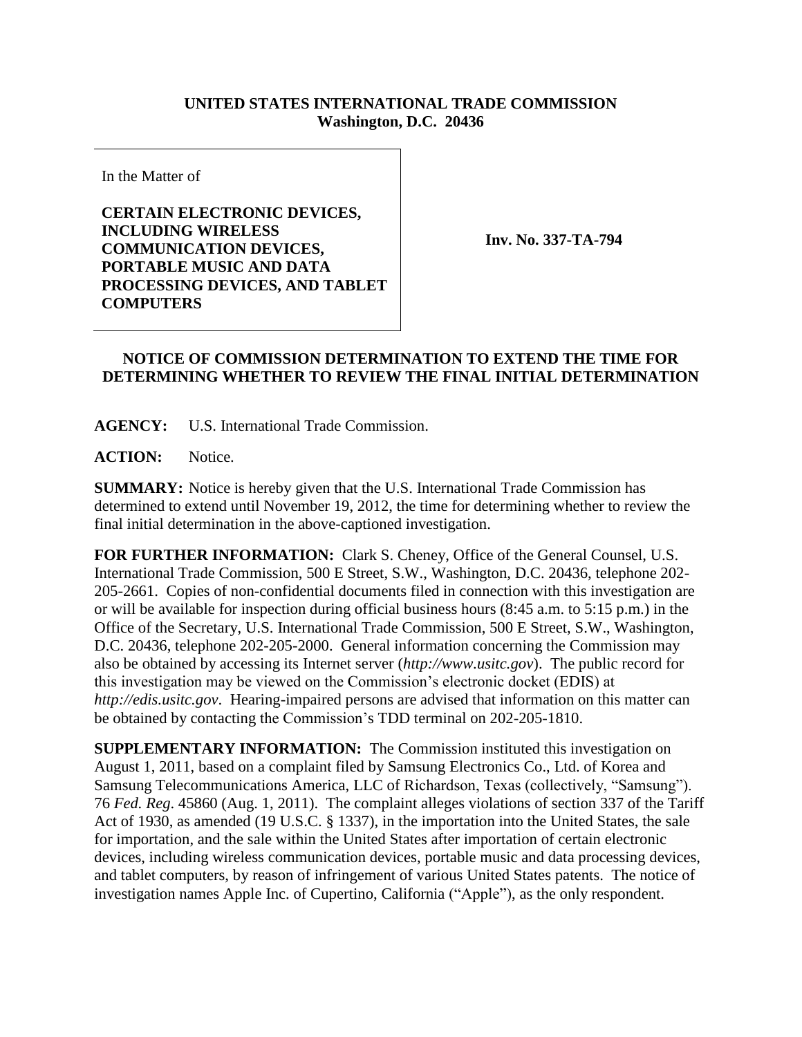**UNITED STATES INTERNATIONAL TRADE COMMISSION**
**Washington, D.C. 20436**

In the Matter of

**CERTAIN ELECTRONIC DEVICES, INCLUDING WIRELESS COMMUNICATION DEVICES, PORTABLE MUSIC AND DATA PROCESSING DEVICES, AND TABLET COMPUTERS**

**Inv. No. 337-TA-794**

## NOTICE OF COMMISSION DETERMINATION TO EXTEND THE TIME FOR DETERMINING WHETHER TO REVIEW THE FINAL INITIAL DETERMINATION

**AGENCY:** U.S. International Trade Commission.

**ACTION:** Notice.

**SUMMARY:** Notice is hereby given that the U.S. International Trade Commission has determined to extend until November 19, 2012, the time for determining whether to review the final initial determination in the above-captioned investigation.

**FOR FURTHER INFORMATION:** Clark S. Cheney, Office of the General Counsel, U.S. International Trade Commission, 500 E Street, S.W., Washington, D.C. 20436, telephone 202-205-2661. Copies of non-confidential documents filed in connection with this investigation are or will be available for inspection during official business hours (8:45 a.m. to 5:15 p.m.) in the Office of the Secretary, U.S. International Trade Commission, 500 E Street, S.W., Washington, D.C. 20436, telephone 202-205-2000. General information concerning the Commission may also be obtained by accessing its Internet server (*http://www.usitc.gov*). The public record for this investigation may be viewed on the Commission's electronic docket (EDIS) at *http://edis.usitc.gov*. Hearing-impaired persons are advised that information on this matter can be obtained by contacting the Commission's TDD terminal on 202-205-1810.

**SUPPLEMENTARY INFORMATION:** The Commission instituted this investigation on August 1, 2011, based on a complaint filed by Samsung Electronics Co., Ltd. of Korea and Samsung Telecommunications America, LLC of Richardson, Texas (collectively, "Samsung"). 76 *Fed. Reg*. 45860 (Aug. 1, 2011). The complaint alleges violations of section 337 of the Tariff Act of 1930, as amended (19 U.S.C. § 1337), in the importation into the United States, the sale for importation, and the sale within the United States after importation of certain electronic devices, including wireless communication devices, portable music and data processing devices, and tablet computers, by reason of infringement of various United States patents. The notice of investigation names Apple Inc. of Cupertino, California ("Apple"), as the only respondent.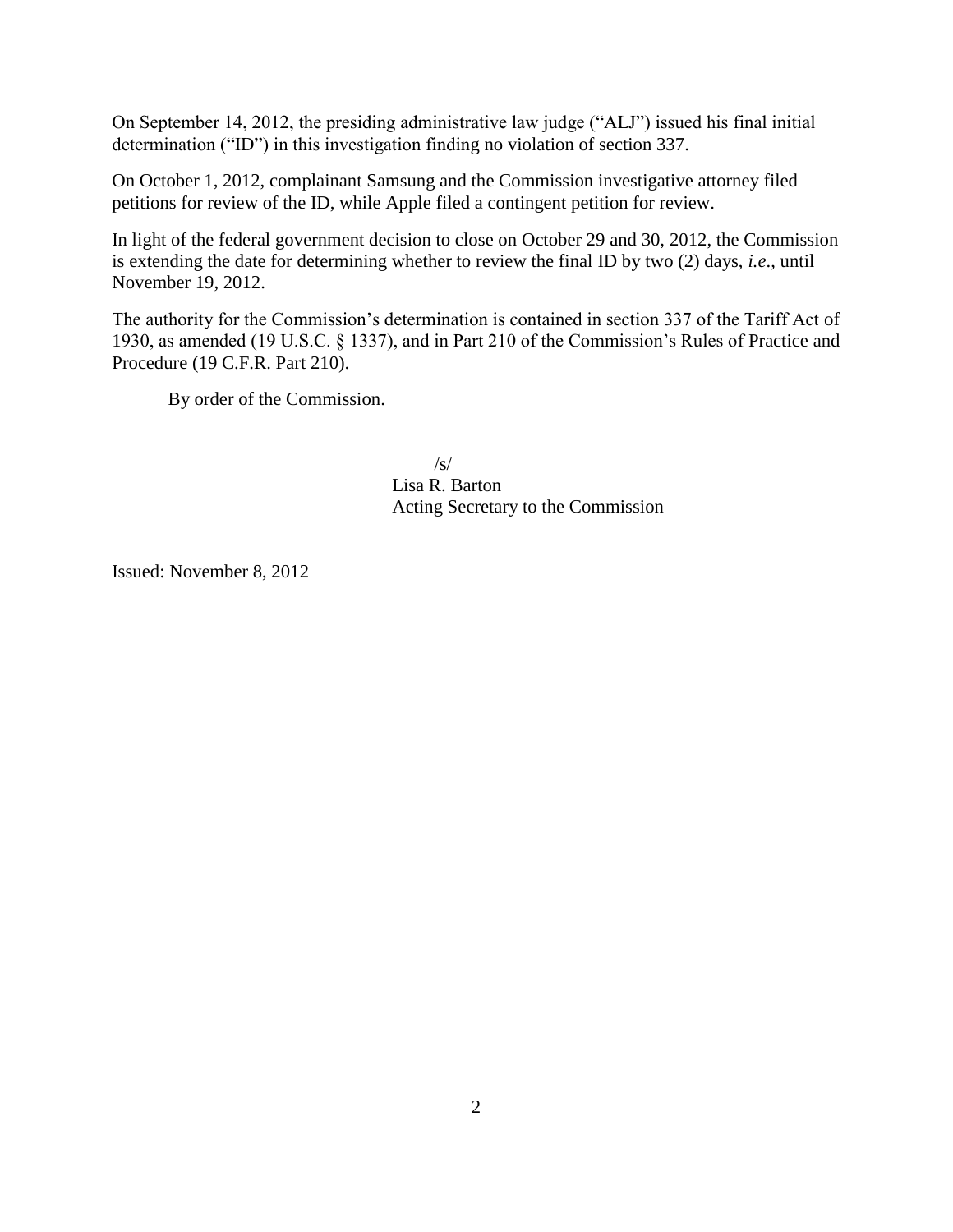On September 14, 2012, the presiding administrative law judge ("ALJ") issued his final initial determination ("ID") in this investigation finding no violation of section 337.

On October 1, 2012, complainant Samsung and the Commission investigative attorney filed petitions for review of the ID, while Apple filed a contingent petition for review.

In light of the federal government decision to close on October 29 and 30, 2012, the Commission is extending the date for determining whether to review the final ID by two (2) days, *i.e.*, until November 19, 2012.

The authority for the Commission's determination is contained in section 337 of the Tariff Act of 1930, as amended (19 U.S.C. § 1337), and in Part 210 of the Commission's Rules of Practice and Procedure (19 C.F.R. Part 210).

By order of the Commission.

/s/
Lisa R. Barton
Acting Secretary to the Commission

Issued: November 8, 2012